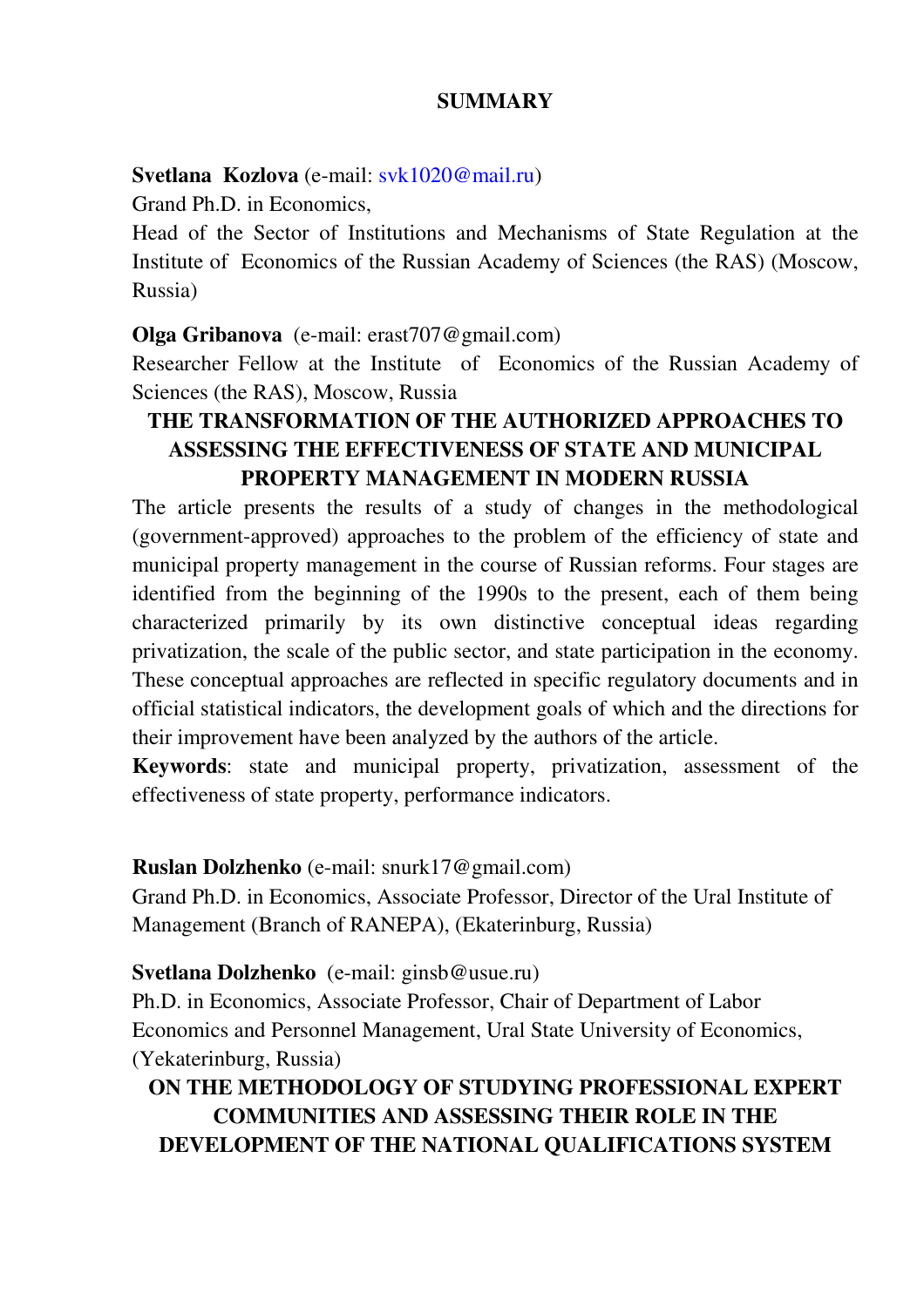# SUMMARY

**Svetlana Kozlova** (e-mail: svk1020@mail.ru)

Grand Ph.D. in Economics,

Head of the Sector of Institutions and Mechanisms of State Regulation at the Institute of Economics of the Russian Academy of Sciences (the RAS) (Moscow, Russia)

**Olga Gribanova** (e-mail: erast707@gmail.com)

Researcher Fellow at the Institute of Economics of the Russian Academy of Sciences (the RAS), Moscow, Russia

## THE TRANSFORMATION OF THE AUTHORIZED APPROACHES TO ASSESSING THE EFFECTIVENESS OF STATE AND MUNICIPAL PROPERTY MANAGEMENT IN MODERN RUSSIA

The article presents the results of a study of changes in the methodological (government-approved) approaches to the problem of the efficiency of state and municipal property management in the course of Russian reforms. Four stages are identified from the beginning of the 1990s to the present, each of them being characterized primarily by its own distinctive conceptual ideas regarding privatization, the scale of the public sector, and state participation in the economy. These conceptual approaches are reflected in specific regulatory documents and in official statistical indicators, the development goals of which and the directions for their improvement have been analyzed by the authors of the article.

**Keywords**: state and municipal property, privatization, assessment of the effectiveness of state property, performance indicators.

**Ruslan Dolzhenko** (e-mail: snurk17@gmail.com)

Grand Ph.D. in Economics, Associate Professor, Director of the Ural Institute of Management (Branch of RANEPA), (Ekaterinburg, Russia)

**Svetlana Dolzhenko** (e-mail: ginsb@usue.ru)

Ph.D. in Economics, Associate Professor, Chair of Department of Labor Economics and Personnel Management, Ural State University of Economics, (Yekaterinburg, Russia)

## ON THE METHODOLOGY OF STUDYING PROFESSIONAL EXPERT COMMUNITIES AND ASSESSING THEIR ROLE IN THE DEVELOPMENT OF THE NATIONAL QUALIFICATIONS SYSTEM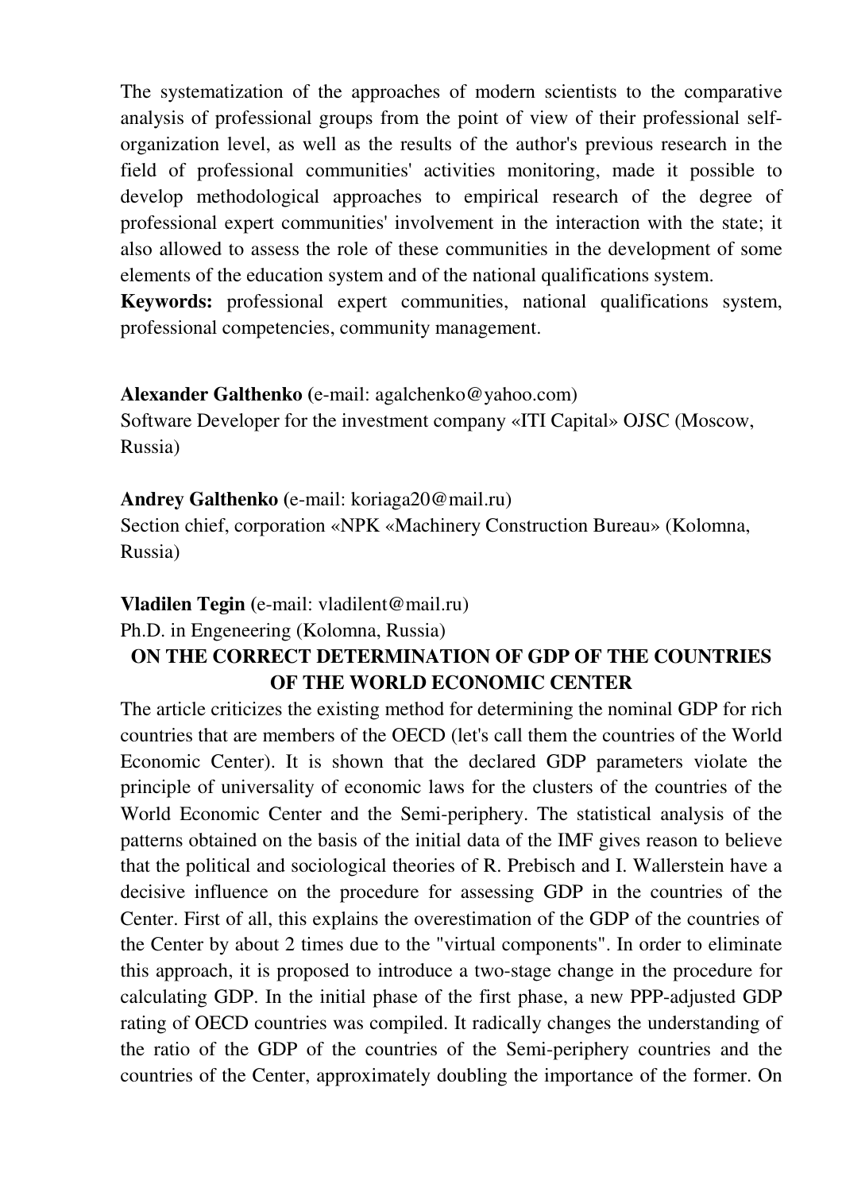The systematization of the approaches of modern scientists to the comparative analysis of professional groups from the point of view of their professional self-organization level, as well as the results of the author's previous research in the field of professional communities' activities monitoring, made it possible to develop methodological approaches to empirical research of the degree of professional expert communities' involvement in the interaction with the state; it also allowed to assess the role of these communities in the development of some elements of the education system and of the national qualifications system.

**Keywords:** professional expert communities, national qualifications system, professional competencies, community management.

**Alexander Galthenko** (e-mail: agalchenko@yahoo.com)
Software Developer for the investment company «ITI Capital» OJSC (Moscow, Russia)

**Andrey Galthenko** (e-mail: koriaga20@mail.ru)
Section chief, corporation «NPK «Machinery Construction Bureau» (Kolomna, Russia)

**Vladilen Tegin** (e-mail: vladilent@mail.ru)
Ph.D. in Engeneering (Kolomna, Russia)

## ON THE CORRECT DETERMINATION OF GDP OF THE COUNTRIES OF THE WORLD ECONOMIC CENTER

The article criticizes the existing method for determining the nominal GDP for rich countries that are members of the OECD (let's call them the countries of the World Economic Center). It is shown that the declared GDP parameters violate the principle of universality of economic laws for the clusters of the countries of the World Economic Center and the Semi-periphery. The statistical analysis of the patterns obtained on the basis of the initial data of the IMF gives reason to believe that the political and sociological theories of R. Prebisch and I. Wallerstein have a decisive influence on the procedure for assessing GDP in the countries of the Center. First of all, this explains the overestimation of the GDP of the countries of the Center by about 2 times due to the "virtual components". In order to eliminate this approach, it is proposed to introduce a two-stage change in the procedure for calculating GDP. In the initial phase of the first phase, a new PPP-adjusted GDP rating of OECD countries was compiled. It radically changes the understanding of the ratio of the GDP of the countries of the Semi-periphery countries and the countries of the Center, approximately doubling the importance of the former. On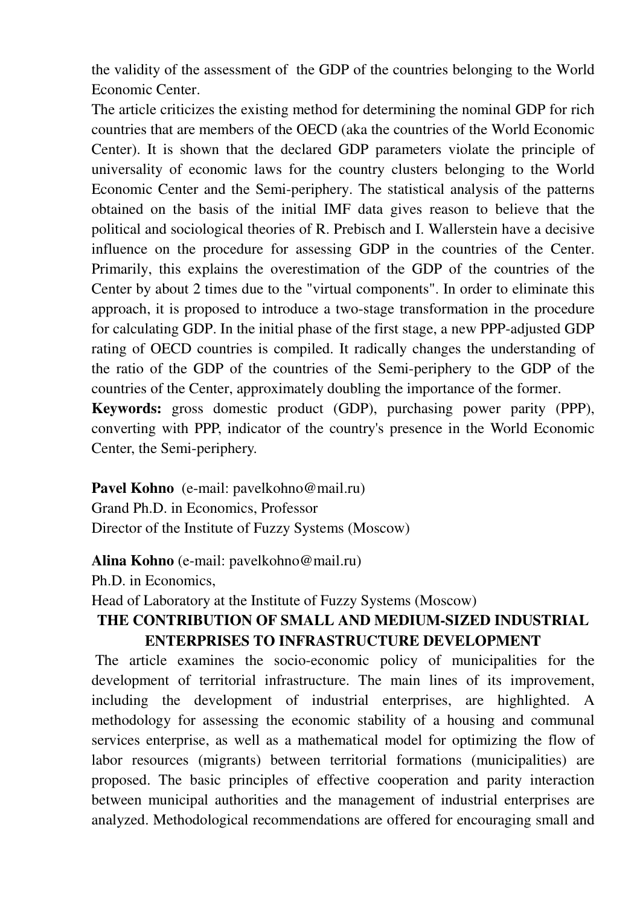the validity of the assessment of the GDP of the countries belonging to the World Economic Center.

The article criticizes the existing method for determining the nominal GDP for rich countries that are members of the OECD (aka the countries of the World Economic Center). It is shown that the declared GDP parameters violate the principle of universality of economic laws for the country clusters belonging to the World Economic Center and the Semi-periphery. The statistical analysis of the patterns obtained on the basis of the initial IMF data gives reason to believe that the political and sociological theories of R. Prebisch and I. Wallerstein have a decisive influence on the procedure for assessing GDP in the countries of the Center. Primarily, this explains the overestimation of the GDP of the countries of the Center by about 2 times due to the "virtual components". In order to eliminate this approach, it is proposed to introduce a two-stage transformation in the procedure for calculating GDP. In the initial phase of the first stage, a new PPP-adjusted GDP rating of OECD countries is compiled. It radically changes the understanding of the ratio of the GDP of the countries of the Semi-periphery to the GDP of the countries of the Center, approximately doubling the importance of the former.

**Keywords:** gross domestic product (GDP), purchasing power parity (PPP), converting with PPP, indicator of the country's presence in the World Economic Center, the Semi-periphery.

**Pavel Kohno** (e-mail: pavelkohno@mail.ru)
Grand Ph.D. in Economics, Professor
Director of the Institute of Fuzzy Systems (Moscow)

**Alina Kohno** (e-mail: pavelkohno@mail.ru)
Ph.D. in Economics,
Head of Laboratory at the Institute of Fuzzy Systems (Moscow)

## THE CONTRIBUTION OF SMALL AND MEDIUM-SIZED INDUSTRIAL ENTERPRISES TO INFRASTRUCTURE DEVELOPMENT

The article examines the socio-economic policy of municipalities for the development of territorial infrastructure. The main lines of its improvement, including the development of industrial enterprises, are highlighted. A methodology for assessing the economic stability of a housing and communal services enterprise, as well as a mathematical model for optimizing the flow of labor resources (migrants) between territorial formations (municipalities) are proposed. The basic principles of effective cooperation and parity interaction between municipal authorities and the management of industrial enterprises are analyzed. Methodological recommendations are offered for encouraging small and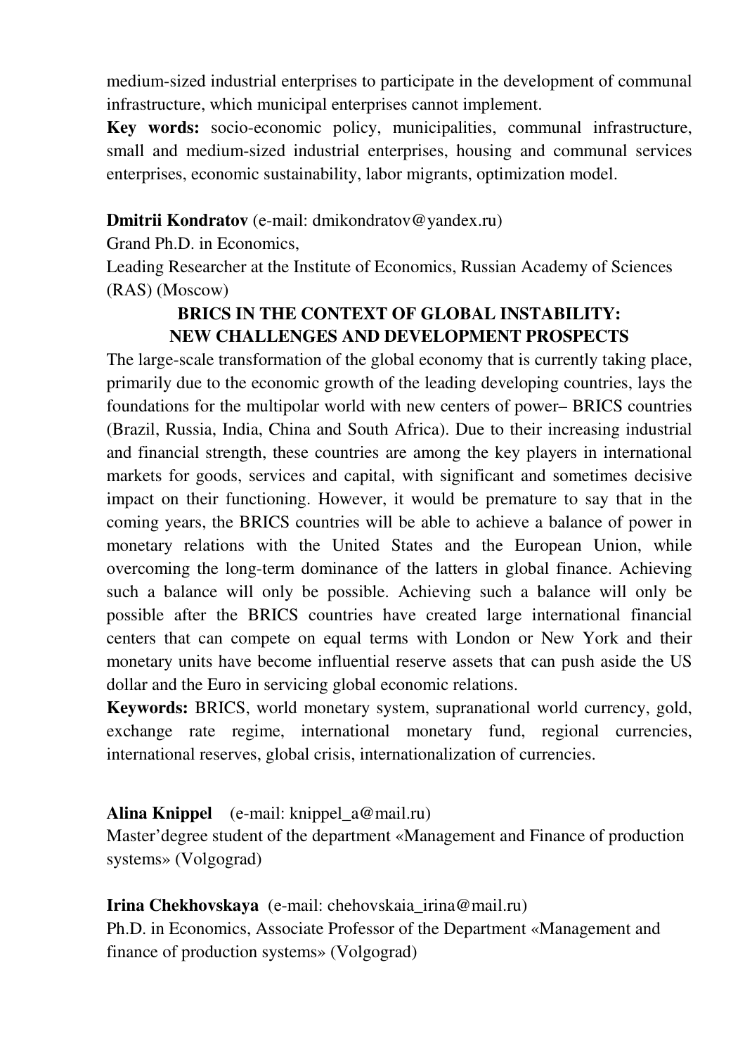medium-sized industrial enterprises to participate in the development of communal infrastructure, which municipal enterprises cannot implement.

**Key words:** socio-economic policy, municipalities, communal infrastructure, small and medium-sized industrial enterprises, housing and communal services enterprises, economic sustainability, labor migrants, optimization model.

**Dmitrii Kondratov** (e-mail: dmikondratov@yandex.ru)
Grand Ph.D. in Economics,
Leading Researcher at the Institute of Economics, Russian Academy of Sciences (RAS) (Moscow)

**BRICS IN THE CONTEXT OF GLOBAL INSTABILITY: NEW CHALLENGES AND DEVELOPMENT PROSPECTS**

The large-scale transformation of the global economy that is currently taking place, primarily due to the economic growth of the leading developing countries, lays the foundations for the multipolar world with new centers of power– BRICS countries (Brazil, Russia, India, China and South Africa). Due to their increasing industrial and financial strength, these countries are among the key players in international markets for goods, services and capital, with significant and sometimes decisive impact on their functioning. However, it would be premature to say that in the coming years, the BRICS countries will be able to achieve a balance of power in monetary relations with the United States and the European Union, while overcoming the long-term dominance of the latters in global finance. Achieving such a balance will only be possible. Achieving such a balance will only be possible after the BRICS countries have created large international financial centers that can compete on equal terms with London or New York and their monetary units have become influential reserve assets that can push aside the US dollar and the Euro in servicing global economic relations.

**Keywords:** BRICS, world monetary system, supranational world currency, gold, exchange rate regime, international monetary fund, regional currencies, international reserves, global crisis, internationalization of currencies.

**Alina Knippel** (e-mail: knippel_a@mail.ru)
Master'degree student of the department «Management and Finance of production systems» (Volgograd)

**Irina Chekhovskaya** (e-mail: chehovskaia_irina@mail.ru)
Ph.D. in Economics, Associate Professor of the Department «Management and finance of production systems» (Volgograd)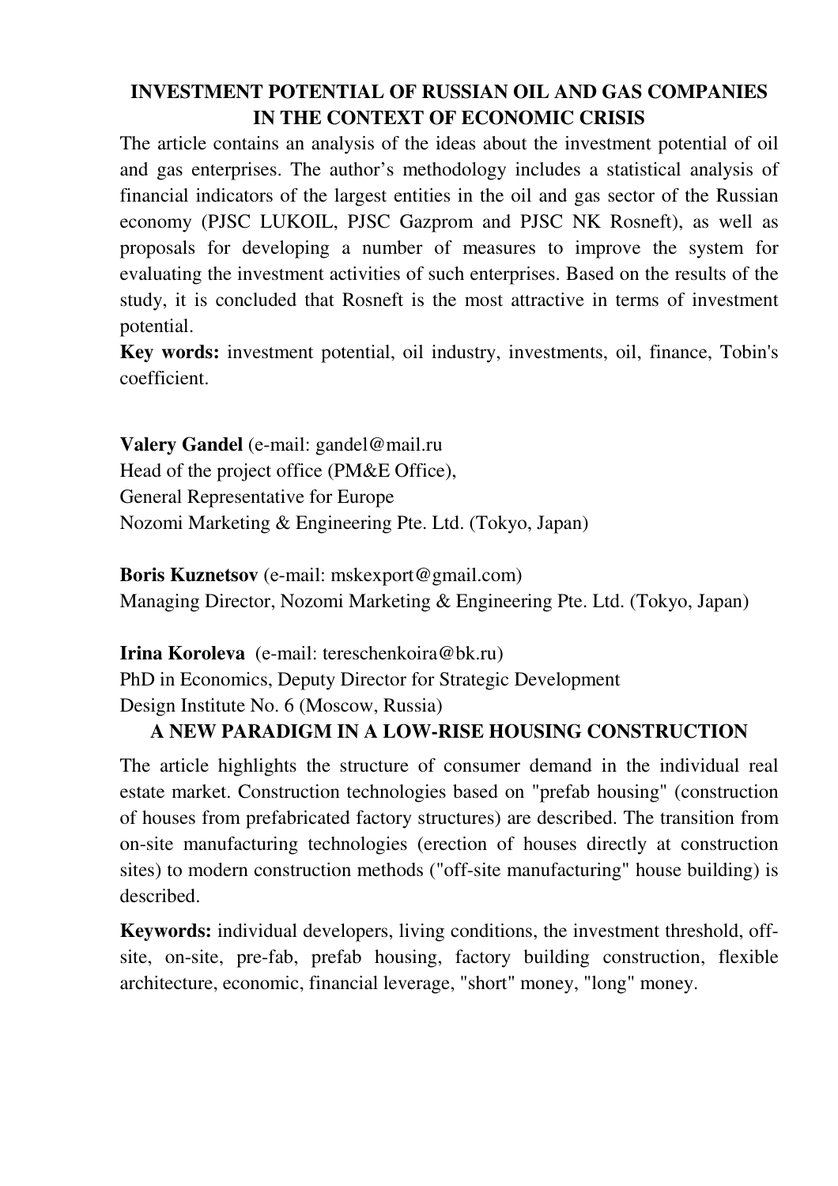## INVESTMENT POTENTIAL OF RUSSIAN OIL AND GAS COMPANIES IN THE CONTEXT OF ECONOMIC CRISIS

The article contains an analysis of the ideas about the investment potential of oil and gas enterprises. The author's methodology includes a statistical analysis of financial indicators of the largest entities in the oil and gas sector of the Russian economy (PJSC LUKOIL, PJSC Gazprom and PJSC NK Rosneft), as well as proposals for developing a number of measures to improve the system for evaluating the investment activities of such enterprises. Based on the results of the study, it is concluded that Rosneft is the most attractive in terms of investment potential.

**Key words:** investment potential, oil industry, investments, oil, finance, Tobin's coefficient.

**Valery Gandel** (e-mail: gandel@mail.ru
Head of the project office (PM&E Office),
General Representative for Europe
Nozomi Marketing & Engineering Pte. Ltd. (Tokyo, Japan)

**Boris Kuznetsov** (e-mail: mskexport@gmail.com)
Managing Director, Nozomi Marketing & Engineering Pte. Ltd. (Tokyo, Japan)

**Irina Koroleva** (e-mail: tereschenkoira@bk.ru)
PhD in Economics, Deputy Director for Strategic Development
Design Institute No. 6 (Moscow, Russia)

## A NEW PARADIGM IN A LOW-RISE HOUSING CONSTRUCTION

The article highlights the structure of consumer demand in the individual real estate market. Construction technologies based on "prefab housing" (construction of houses from prefabricated factory structures) are described. The transition from on-site manufacturing technologies (erection of houses directly at construction sites) to modern construction methods ("off-site manufacturing" house building) is described.

**Keywords:** individual developers, living conditions, the investment threshold, off-site, on-site, pre-fab, prefab housing, factory building construction, flexible architecture, economic, financial leverage, "short" money, "long" money.